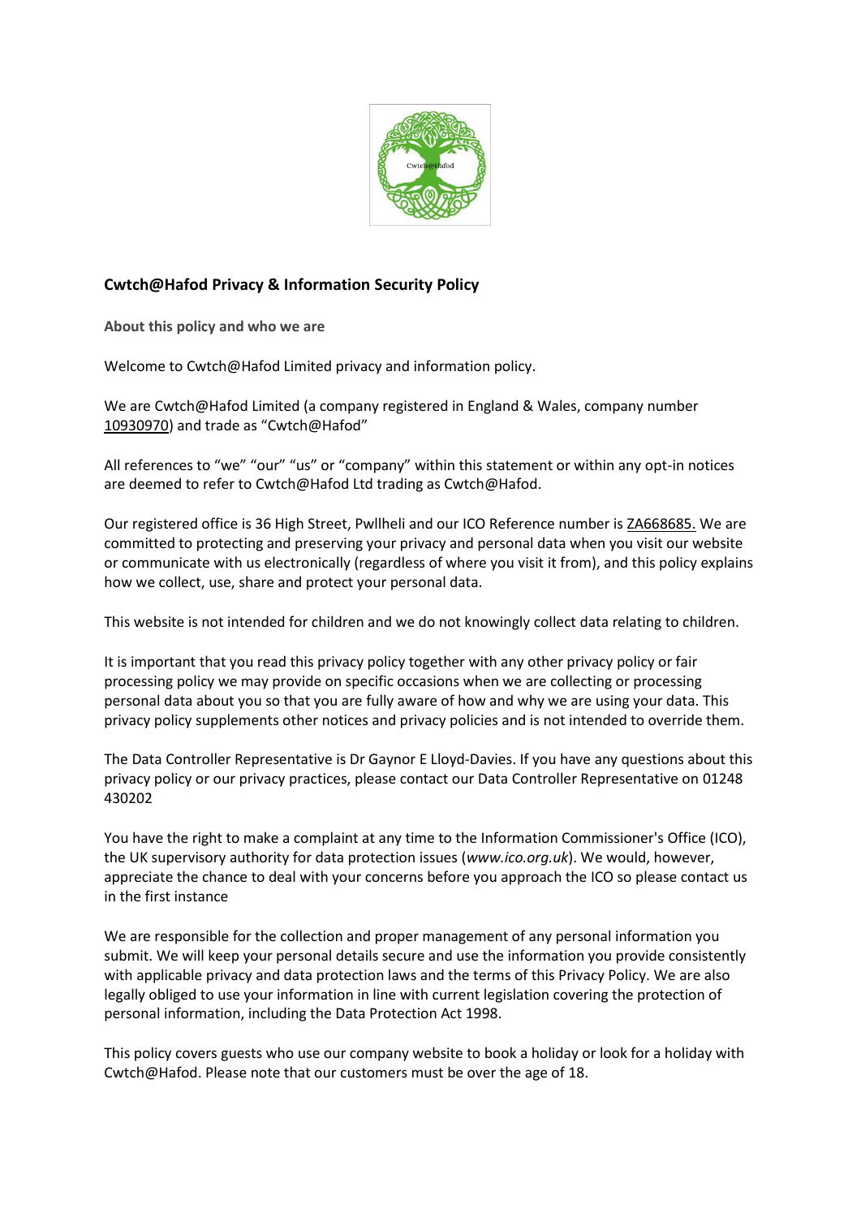## Cwtch@Hafod Privacy & Information Security Policy

**About this policy and who we are**

Welcome to Cwtch@Hafod Limited privacy and information policy.

We are Cwtch@Hafod Limited (a company registered in England & Wales, company number 10930970) and trade as "Cwtch@Hafod"

All references to "we" "our" "us" or "company" within this statement or within any opt-in notices are deemed to refer to Cwtch@Hafod Ltd trading as Cwtch@Hafod.

Our registered office is 36 High Street, Pwllheli and our ICO Reference number is ZA668685. We are committed to protecting and preserving your privacy and personal data when you visit our website or communicate with us electronically (regardless of where you visit it from), and this policy explains how we collect, use, share and protect your personal data.

This website is not intended for children and we do not knowingly collect data relating to children.

It is important that you read this privacy policy together with any other privacy policy or fair processing policy we may provide on specific occasions when we are collecting or processing personal data about you so that you are fully aware of how and why we are using your data. This privacy policy supplements other notices and privacy policies and is not intended to override them.

The Data Controller Representative is Dr Gaynor E Lloyd-Davies. If you have any questions about this privacy policy or our privacy practices, please contact our Data Controller Representative on 01248 430202

You have the right to make a complaint at any time to the Information Commissioner's Office (ICO), the UK supervisory authority for data protection issues (*www.ico.org.uk*). We would, however, appreciate the chance to deal with your concerns before you approach the ICO so please contact us in the first instance

We are responsible for the collection and proper management of any personal information you submit. We will keep your personal details secure and use the information you provide consistently with applicable privacy and data protection laws and the terms of this Privacy Policy. We are also legally obliged to use your information in line with current legislation covering the protection of personal information, including the Data Protection Act 1998.

This policy covers guests who use our company website to book a holiday or look for a holiday with Cwtch@Hafod. Please note that our customers must be over the age of 18.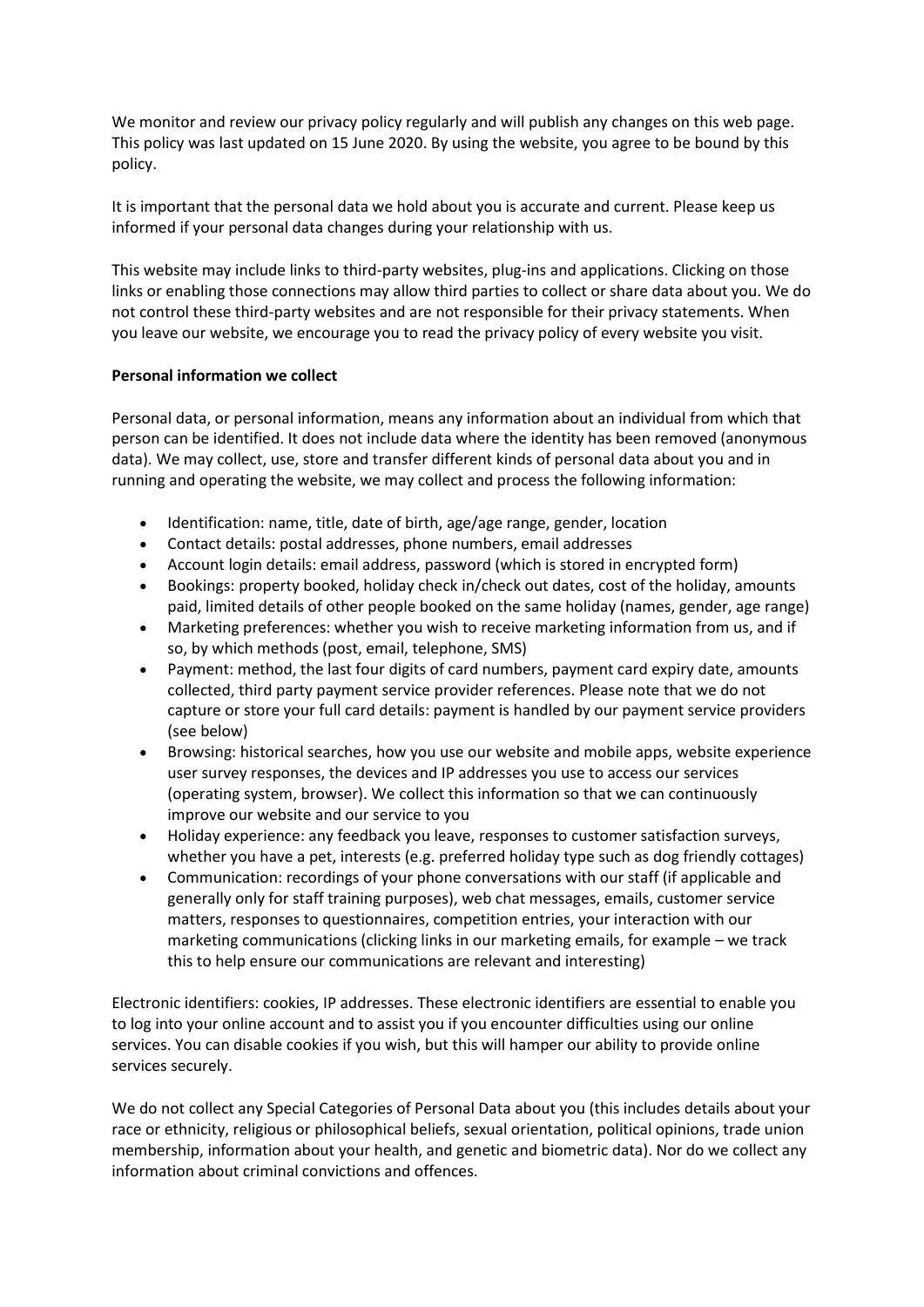We monitor and review our privacy policy regularly and will publish any changes on this web page. This policy was last updated on 15 June 2020. By using the website, you agree to be bound by this policy.

It is important that the personal data we hold about you is accurate and current. Please keep us informed if your personal data changes during your relationship with us.

This website may include links to third-party websites, plug-ins and applications. Clicking on those links or enabling those connections may allow third parties to collect or share data about you. We do not control these third-party websites and are not responsible for their privacy statements. When you leave our website, we encourage you to read the privacy policy of every website you visit.

**Personal information we collect**

Personal data, or personal information, means any information about an individual from which that person can be identified. It does not include data where the identity has been removed (anonymous data). We may collect, use, store and transfer different kinds of personal data about you and in running and operating the website, we may collect and process the following information:

- Identification: name, title, date of birth, age/age range, gender, location
- Contact details: postal addresses, phone numbers, email addresses
- Account login details: email address, password (which is stored in encrypted form)
- Bookings: property booked, holiday check in/check out dates, cost of the holiday, amounts paid, limited details of other people booked on the same holiday (names, gender, age range)
- Marketing preferences: whether you wish to receive marketing information from us, and if so, by which methods (post, email, telephone, SMS)
- Payment: method, the last four digits of card numbers, payment card expiry date, amounts collected, third party payment service provider references. Please note that we do not capture or store your full card details: payment is handled by our payment service providers (see below)
- Browsing: historical searches, how you use our website and mobile apps, website experience user survey responses, the devices and IP addresses you use to access our services (operating system, browser). We collect this information so that we can continuously improve our website and our service to you
- Holiday experience: any feedback you leave, responses to customer satisfaction surveys, whether you have a pet, interests (e.g. preferred holiday type such as dog friendly cottages)
- Communication: recordings of your phone conversations with our staff (if applicable and generally only for staff training purposes), web chat messages, emails, customer service matters, responses to questionnaires, competition entries, your interaction with our marketing communications (clicking links in our marketing emails, for example – we track this to help ensure our communications are relevant and interesting)

Electronic identifiers: cookies, IP addresses. These electronic identifiers are essential to enable you to log into your online account and to assist you if you encounter difficulties using our online services. You can disable cookies if you wish, but this will hamper our ability to provide online services securely.

We do not collect any Special Categories of Personal Data about you (this includes details about your race or ethnicity, religious or philosophical beliefs, sexual orientation, political opinions, trade union membership, information about your health, and genetic and biometric data). Nor do we collect any information about criminal convictions and offences.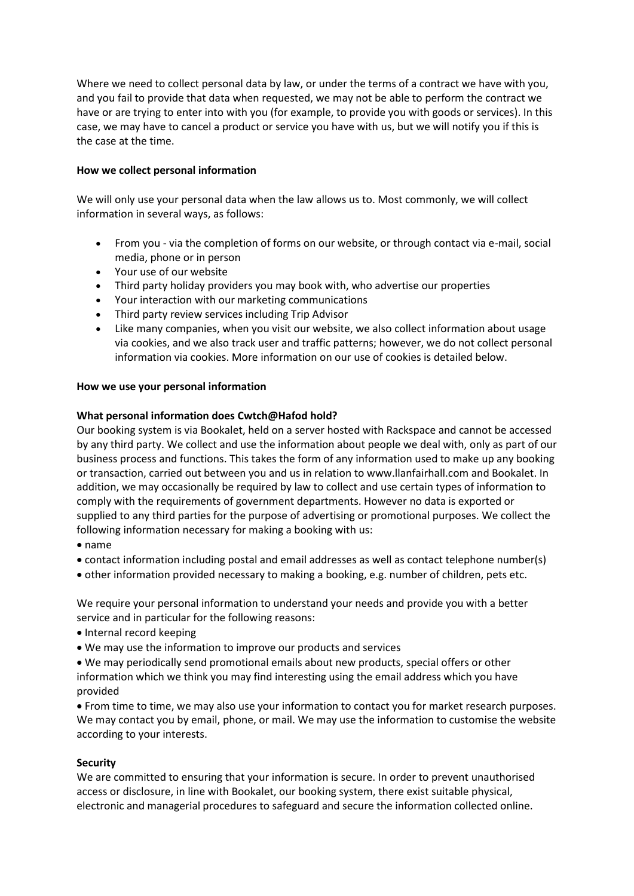Where we need to collect personal data by law, or under the terms of a contract we have with you, and you fail to provide that data when requested, we may not be able to perform the contract we have or are trying to enter into with you (for example, to provide you with goods or services). In this case, we may have to cancel a product or service you have with us, but we will notify you if this is the case at the time.

**How we collect personal information**

We will only use your personal data when the law allows us to. Most commonly, we will collect information in several ways, as follows:

- From you - via the completion of forms on our website, or through contact via e-mail, social media, phone or in person
- Your use of our website
- Third party holiday providers you may book with, who advertise our properties
- Your interaction with our marketing communications
- Third party review services including Trip Advisor
- Like many companies, when you visit our website, we also collect information about usage via cookies, and we also track user and traffic patterns; however, we do not collect personal information via cookies. More information on our use of cookies is detailed below.

**How we use your personal information**

**What personal information does Cwtch@Hafod hold?**

Our booking system is via Bookalet, held on a server hosted with Rackspace and cannot be accessed by any third party. We collect and use the information about people we deal with, only as part of our business process and functions. This takes the form of any information used to make up any booking or transaction, carried out between you and us in relation to www.llanfairhall.com and Bookalet. In addition, we may occasionally be required by law to collect and use certain types of information to comply with the requirements of government departments. However no data is exported or supplied to any third parties for the purpose of advertising or promotional purposes. We collect the following information necessary for making a booking with us:

- name
- contact information including postal and email addresses as well as contact telephone number(s)
- other information provided necessary to making a booking, e.g. number of children, pets etc.

We require your personal information to understand your needs and provide you with a better service and in particular for the following reasons:

- Internal record keeping
- We may use the information to improve our products and services
- We may periodically send promotional emails about new products, special offers or other information which we think you may find interesting using the email address which you have provided
- From time to time, we may also use your information to contact you for market research purposes. We may contact you by email, phone, or mail. We may use the information to customise the website according to your interests.

**Security**

We are committed to ensuring that your information is secure. In order to prevent unauthorised access or disclosure, in line with Bookalet, our booking system, there exist suitable physical, electronic and managerial procedures to safeguard and secure the information collected online.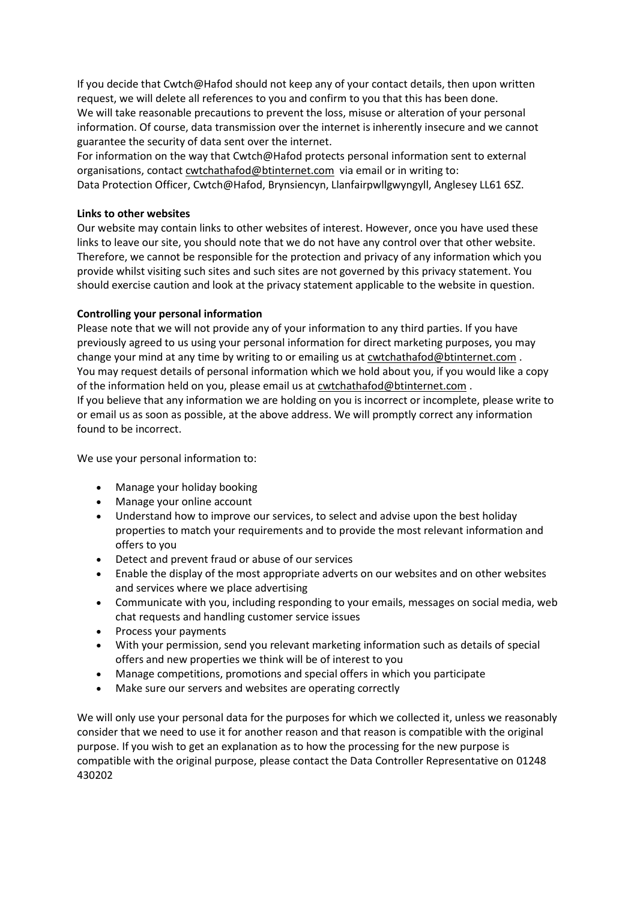If you decide that Cwtch@Hafod should not keep any of your contact details, then upon written request, we will delete all references to you and confirm to you that this has been done.
We will take reasonable precautions to prevent the loss, misuse or alteration of your personal information. Of course, data transmission over the internet is inherently insecure and we cannot guarantee the security of data sent over the internet.
For information on the way that Cwtch@Hafod protects personal information sent to external organisations, contact cwtchathafod@btinternet.com via email or in writing to:
Data Protection Officer, Cwtch@Hafod, Brynsiencyn, Llanfairpwllgwyngyll, Anglesey LL61 6SZ.

**Links to other websites**

Our website may contain links to other websites of interest. However, once you have used these links to leave our site, you should note that we do not have any control over that other website. Therefore, we cannot be responsible for the protection and privacy of any information which you provide whilst visiting such sites and such sites are not governed by this privacy statement. You should exercise caution and look at the privacy statement applicable to the website in question.

**Controlling your personal information**

Please note that we will not provide any of your information to any third parties. If you have previously agreed to us using your personal information for direct marketing purposes, you may change your mind at any time by writing to or emailing us at cwtchathafod@btinternet.com .
You may request details of personal information which we hold about you, if you would like a copy of the information held on you, please email us at cwtchathafod@btinternet.com .
If you believe that any information we are holding on you is incorrect or incomplete, please write to or email us as soon as possible, at the above address. We will promptly correct any information found to be incorrect.

We use your personal information to:

- Manage your holiday booking
- Manage your online account
- Understand how to improve our services, to select and advise upon the best holiday properties to match your requirements and to provide the most relevant information and offers to you
- Detect and prevent fraud or abuse of our services
- Enable the display of the most appropriate adverts on our websites and on other websites and services where we place advertising
- Communicate with you, including responding to your emails, messages on social media, web chat requests and handling customer service issues
- Process your payments
- With your permission, send you relevant marketing information such as details of special offers and new properties we think will be of interest to you
- Manage competitions, promotions and special offers in which you participate
- Make sure our servers and websites are operating correctly

We will only use your personal data for the purposes for which we collected it, unless we reasonably consider that we need to use it for another reason and that reason is compatible with the original purpose. If you wish to get an explanation as to how the processing for the new purpose is compatible with the original purpose, please contact the Data Controller Representative on 01248 430202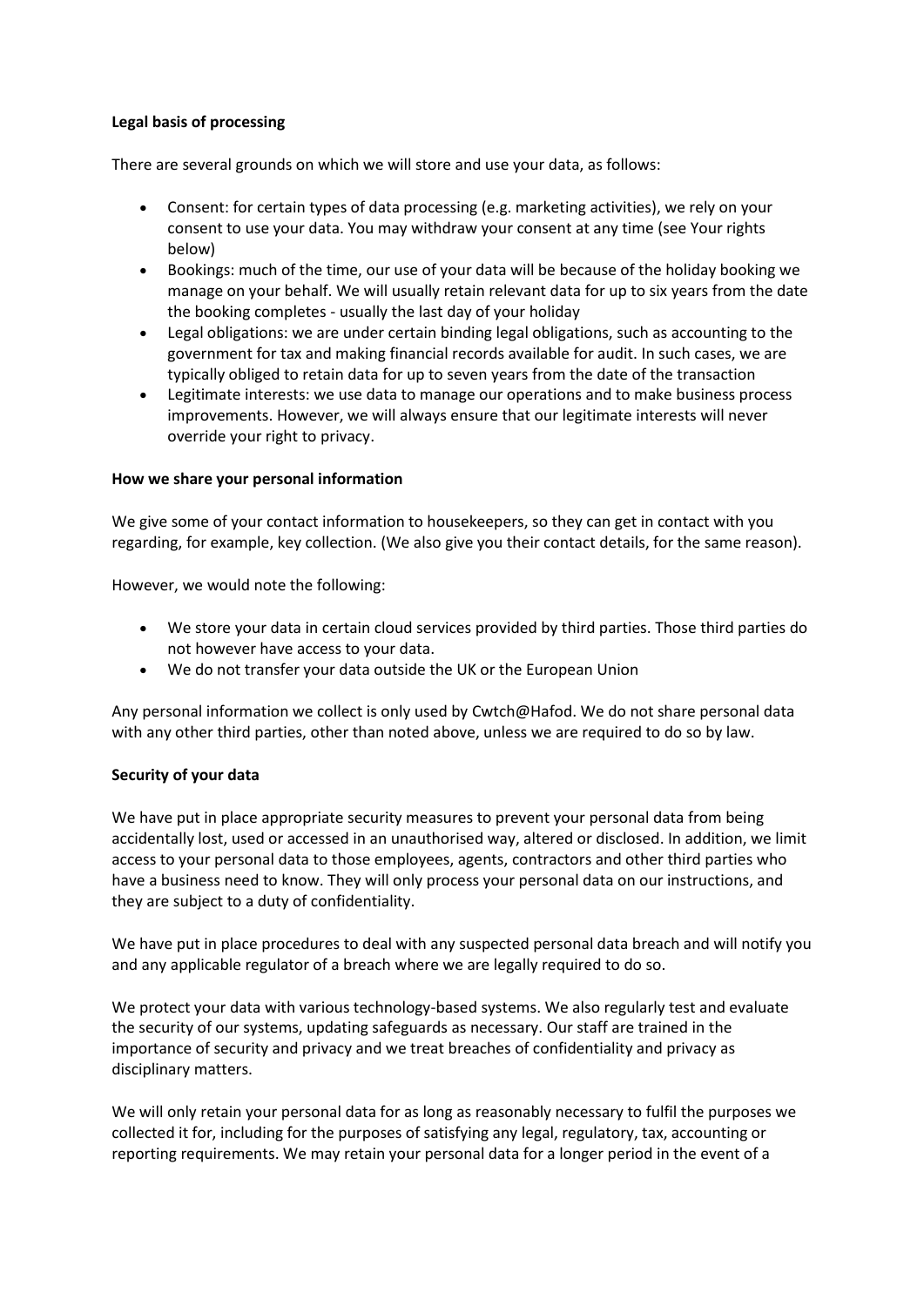**Legal basis of processing**

There are several grounds on which we will store and use your data, as follows:

- Consent: for certain types of data processing (e.g. marketing activities), we rely on your consent to use your data. You may withdraw your consent at any time (see Your rights below)
- Bookings: much of the time, our use of your data will be because of the holiday booking we manage on your behalf. We will usually retain relevant data for up to six years from the date the booking completes - usually the last day of your holiday
- Legal obligations: we are under certain binding legal obligations, such as accounting to the government for tax and making financial records available for audit. In such cases, we are typically obliged to retain data for up to seven years from the date of the transaction
- Legitimate interests: we use data to manage our operations and to make business process improvements. However, we will always ensure that our legitimate interests will never override your right to privacy.

**How we share your personal information**

We give some of your contact information to housekeepers, so they can get in contact with you regarding, for example, key collection. (We also give you their contact details, for the same reason).

However, we would note the following:

- We store your data in certain cloud services provided by third parties. Those third parties do not however have access to your data.
- We do not transfer your data outside the UK or the European Union

Any personal information we collect is only used by Cwtch@Hafod. We do not share personal data with any other third parties, other than noted above, unless we are required to do so by law.

**Security of your data**

We have put in place appropriate security measures to prevent your personal data from being accidentally lost, used or accessed in an unauthorised way, altered or disclosed. In addition, we limit access to your personal data to those employees, agents, contractors and other third parties who have a business need to know. They will only process your personal data on our instructions, and they are subject to a duty of confidentiality.

We have put in place procedures to deal with any suspected personal data breach and will notify you and any applicable regulator of a breach where we are legally required to do so.

We protect your data with various technology-based systems. We also regularly test and evaluate the security of our systems, updating safeguards as necessary. Our staff are trained in the importance of security and privacy and we treat breaches of confidentiality and privacy as disciplinary matters.

We will only retain your personal data for as long as reasonably necessary to fulfil the purposes we collected it for, including for the purposes of satisfying any legal, regulatory, tax, accounting or reporting requirements. We may retain your personal data for a longer period in the event of a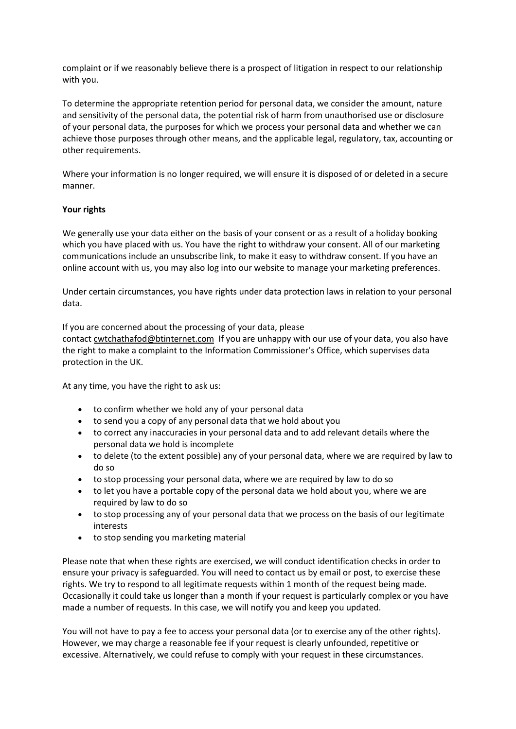complaint or if we reasonably believe there is a prospect of litigation in respect to our relationship with you.

To determine the appropriate retention period for personal data, we consider the amount, nature and sensitivity of the personal data, the potential risk of harm from unauthorised use or disclosure of your personal data, the purposes for which we process your personal data and whether we can achieve those purposes through other means, and the applicable legal, regulatory, tax, accounting or other requirements.

Where your information is no longer required, we will ensure it is disposed of or deleted in a secure manner.

**Your rights**

We generally use your data either on the basis of your consent or as a result of a holiday booking which you have placed with us. You have the right to withdraw your consent. All of our marketing communications include an unsubscribe link, to make it easy to withdraw consent. If you have an online account with us, you may also log into our website to manage your marketing preferences.

Under certain circumstances, you have rights under data protection laws in relation to your personal data.

If you are concerned about the processing of your data, please contact cwtchathafod@btinternet.com If you are unhappy with our use of your data, you also have the right to make a complaint to the Information Commissioner's Office, which supervises data protection in the UK.

At any time, you have the right to ask us:

- to confirm whether we hold any of your personal data
- to send you a copy of any personal data that we hold about you
- to correct any inaccuracies in your personal data and to add relevant details where the personal data we hold is incomplete
- to delete (to the extent possible) any of your personal data, where we are required by law to do so
- to stop processing your personal data, where we are required by law to do so
- to let you have a portable copy of the personal data we hold about you, where we are required by law to do so
- to stop processing any of your personal data that we process on the basis of our legitimate interests
- to stop sending you marketing material

Please note that when these rights are exercised, we will conduct identification checks in order to ensure your privacy is safeguarded. You will need to contact us by email or post, to exercise these rights. We try to respond to all legitimate requests within 1 month of the request being made. Occasionally it could take us longer than a month if your request is particularly complex or you have made a number of requests. In this case, we will notify you and keep you updated.

You will not have to pay a fee to access your personal data (or to exercise any of the other rights). However, we may charge a reasonable fee if your request is clearly unfounded, repetitive or excessive. Alternatively, we could refuse to comply with your request in these circumstances.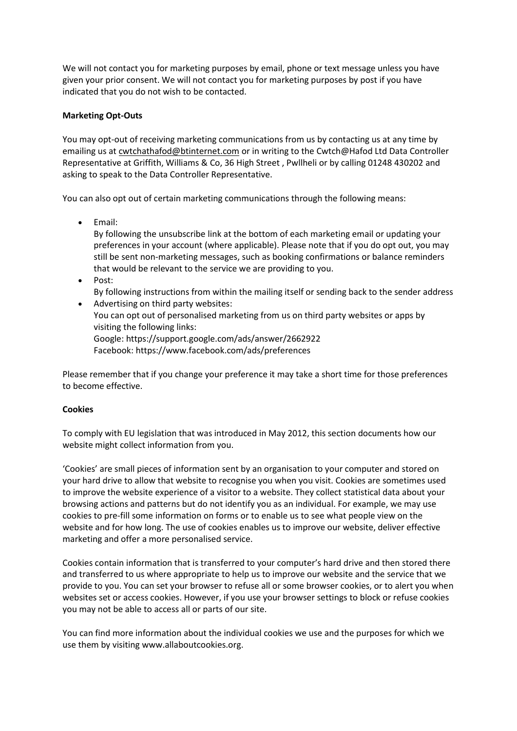We will not contact you for marketing purposes by email, phone or text message unless you have given your prior consent. We will not contact you for marketing purposes by post if you have indicated that you do not wish to be contacted.

**Marketing Opt-Outs**

You may opt-out of receiving marketing communications from us by contacting us at any time by emailing us at cwtchathafod@btinternet.com or in writing to the Cwtch@Hafod Ltd Data Controller Representative at Griffith, Williams & Co, 36 High Street , Pwllheli or by calling 01248 430202 and asking to speak to the Data Controller Representative.

You can also opt out of certain marketing communications through the following means:

- Email:
  By following the unsubscribe link at the bottom of each marketing email or updating your preferences in your account (where applicable). Please note that if you do opt out, you may still be sent non-marketing messages, such as booking confirmations or balance reminders that would be relevant to the service we are providing to you.
- Post:
  By following instructions from within the mailing itself or sending back to the sender address
- Advertising on third party websites:
  You can opt out of personalised marketing from us on third party websites or apps by visiting the following links:
  Google: https://support.google.com/ads/answer/2662922
  Facebook: https://www.facebook.com/ads/preferences

Please remember that if you change your preference it may take a short time for those preferences to become effective.

**Cookies**

To comply with EU legislation that was introduced in May 2012, this section documents how our website might collect information from you.

'Cookies' are small pieces of information sent by an organisation to your computer and stored on your hard drive to allow that website to recognise you when you visit. Cookies are sometimes used to improve the website experience of a visitor to a website. They collect statistical data about your browsing actions and patterns but do not identify you as an individual. For example, we may use cookies to pre-fill some information on forms or to enable us to see what people view on the website and for how long. The use of cookies enables us to improve our website, deliver effective marketing and offer a more personalised service.

Cookies contain information that is transferred to your computer's hard drive and then stored there and transferred to us where appropriate to help us to improve our website and the service that we provide to you. You can set your browser to refuse all or some browser cookies, or to alert you when websites set or access cookies. However, if you use your browser settings to block or refuse cookies you may not be able to access all or parts of our site.

You can find more information about the individual cookies we use and the purposes for which we use them by visiting www.allaboutcookies.org.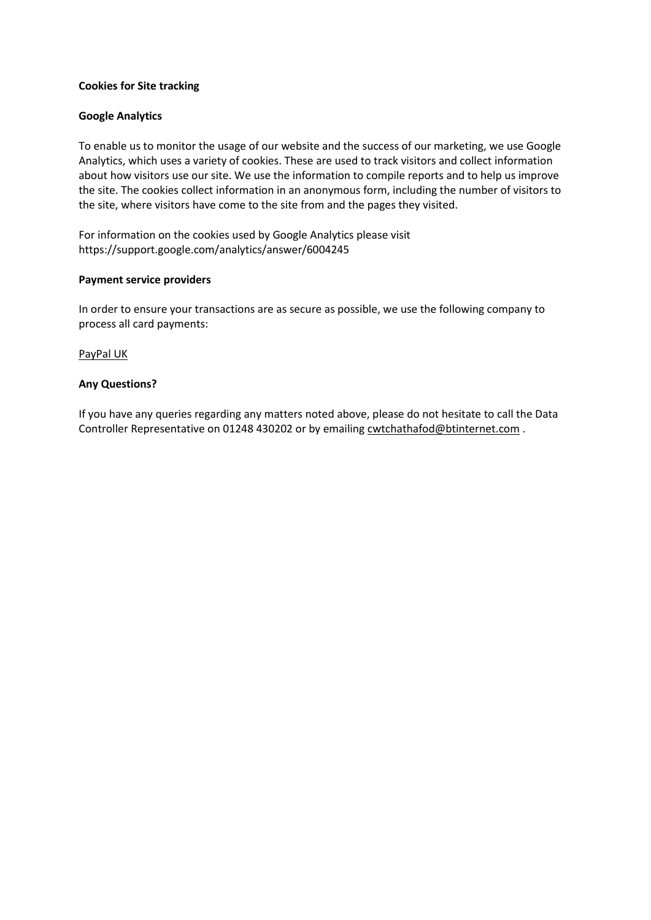**Cookies for Site tracking**

**Google Analytics**

To enable us to monitor the usage of our website and the success of our marketing, we use Google Analytics, which uses a variety of cookies. These are used to track visitors and collect information about how visitors use our site. We use the information to compile reports and to help us improve the site. The cookies collect information in an anonymous form, including the number of visitors to the site, where visitors have come to the site from and the pages they visited.

For information on the cookies used by Google Analytics please visit https://support.google.com/analytics/answer/6004245

**Payment service providers**

In order to ensure your transactions are as secure as possible, we use the following company to process all card payments:

PayPal UK

**Any Questions?**

If you have any queries regarding any matters noted above, please do not hesitate to call the Data Controller Representative on 01248 430202 or by emailing cwtchathafod@btinternet.com .